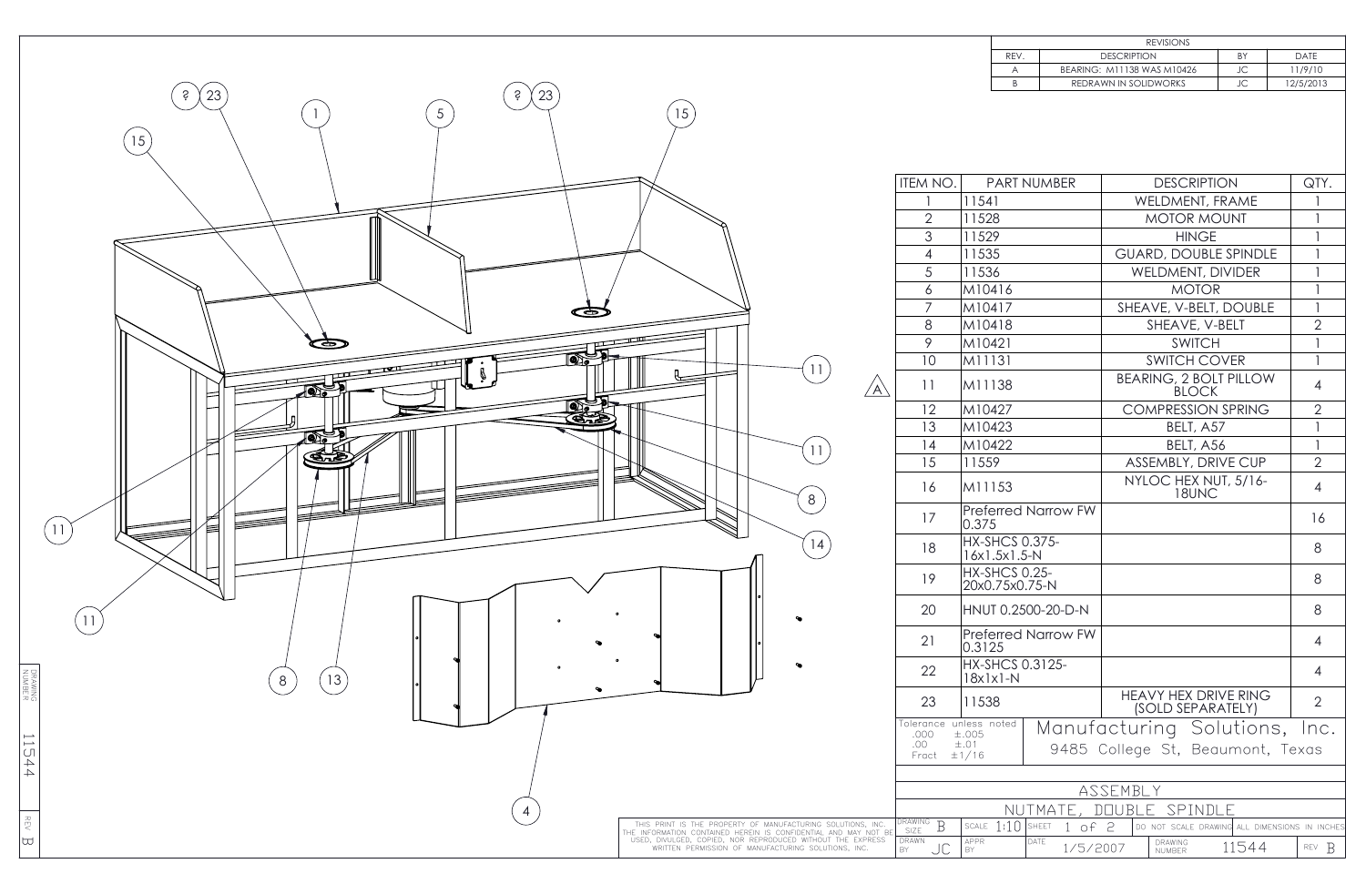| REVISIONS | | | |
|---|---|---|---|
| REV. | DESCRIPTION | BY | DATE |
| A | BEARING: M11138 WAS M10426 | JC | 11/9/10 |
| B | REDRAWN IN SOLIDWORKS | JC | 12/5/2013 |

| ITEM NO. | PART NUMBER | DESCRIPTION | QTY. |
|---|---|---|---|
| 1 | 11541 | WELDMENT, FRAME | 1 |
| 2 | 11528 | MOTOR MOUNT | 1 |
| 3 | 11529 | HINGE | 1 |
| 4 | 11535 | GUARD, DOUBLE SPINDLE | 1 |
| 5 | 11536 | WELDMENT, DIVIDER | 1 |
| 6 | M10416 | MOTOR | 1 |
| 7 | M10417 | SHEAVE, V-BELT, DOUBLE | 1 |
| 8 | M10418 | SHEAVE, V-BELT | 2 |
| 9 | M10421 | SWITCH | 1 |
| 10 | M11131 | SWITCH COVER | 1 |
| 11 | M11138 | BEARING, 2 BOLT PILLOW BLOCK | 4 |
| 12 | M10427 | COMPRESSION SPRING | 2 |
| 13 | M10423 | BELT, A57 | 1 |
| 14 | M10422 | BELT, A56 | 1 |
| 15 | 11559 | ASSEMBLY, DRIVE CUP | 2 |
| 16 | M11153 | NYLOC HEX NUT, 5/16-18UNC | 4 |
| 17 | Preferred Narrow FW 0.375 | | 16 |
| 18 | HX-SHCS 0.375-16x1.5x1.5-N | | 8 |
| 19 | HX-SHCS 0.25-20x0.75x0.75-N | | 8 |
| 20 | HNUT 0.2500-20-D-N | | 8 |
| 21 | Preferred Narrow FW 0.3125 | | 4 |
| 22 | HX-SHCS 0.3125-18x1x1-N | | 4 |
| 23 | 11538 | HEAVY HEX DRIVE RING (SOLD SEPARATELY) | 2 |

Tolerance unless noted
.000 ±.005
.00 ±.01
Fract ±1/16

Manufacturing Solutions, Inc.
9485 College St, Beaumont, Texas

ASSEMBLY
NUTMATE, DOUBLE SPINDLE

THIS PRINT IS THE PROPERTY OF MANUFACTURING SOLUTIONS, INC. THE INFORMATION CONTAINED HEREIN IS CONFIDENTIAL AND MAY NOT BE USED, DIVULGED, COPIED, NOR REPRODUCED WITHOUT THE EXPRESS WRITTEN PERMISSION OF MANUFACTURING SOLUTIONS, INC.

| DRAWING SIZE | SCALE | SHEET | | |
|---|---|---|---|---|
| B | 1:10 | 1 of 2 | DO NOT SCALE DRAWING | ALL DIMENSIONS IN INCHES |

| DRAWN BY | APPR BY | DATE | DRAWING NUMBER | REV |
|---|---|---|---|---|
| JC | | 1/5/2007 | 11544 | B |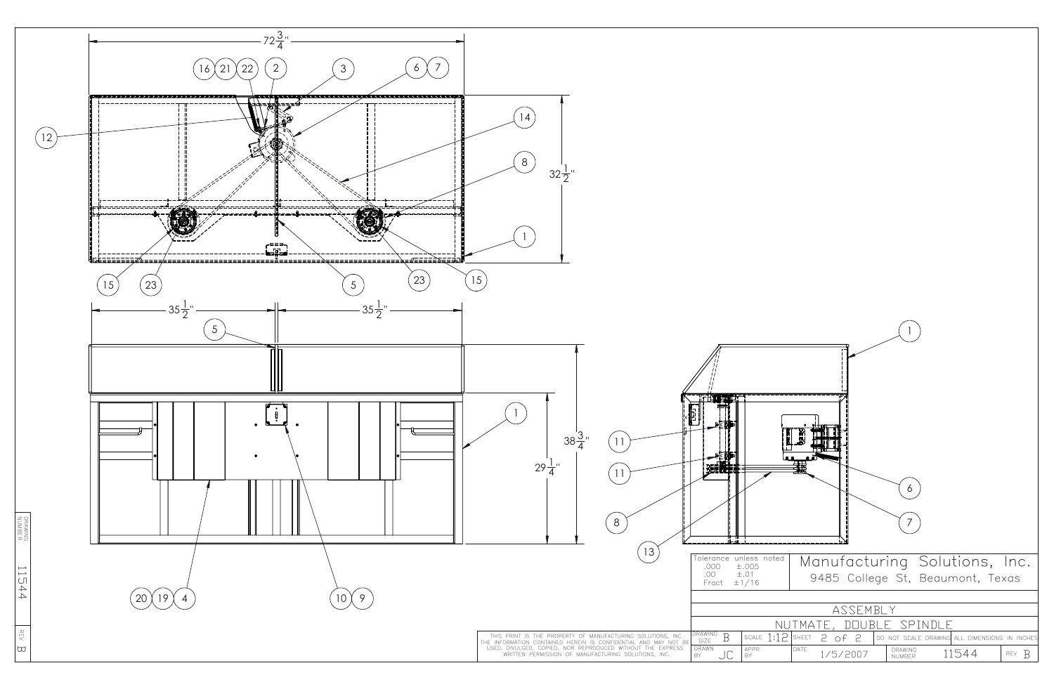72 3/4"

32 1/2"

35 1/2"

35 1/2"

38 3/4"

29 1/4"

16 21 22 2 3 6 7 14 12 8 1 15 23 5 23 15

5 1

20 19 4 10 9

1 11 11 6 8 7 13

Tolerance unless noted
.000 ±.005
.00 ±.01
Fract ±1/16

# Manufacturing Solutions, Inc.

9485 College St, Beaumont, Texas

ASSEMBLY

NUTMATE, DOUBLE SPINDLE

THIS PRINT IS THE PROPERTY OF MANUFACTURING SOLUTIONS, INC. THE INFORMATION CONTAINED HEREIN IS CONFIDENTIAL AND MAY NOT BE USED, DIVULGED, COPIED, NOR REPRODUCED WITHOUT THE EXPRESS WRITTEN PERMISSION OF MANUFACTURING SOLUTIONS, INC.

| | | | | | | |
|---|---|---|---|---|---|---|
| DRAWING SIZE B | SCALE 1:12 | SHEET 2 of 2 | DO NOT SCALE DRAWING | ALL DIMENSIONS IN INCHES | | |
| DRAWN BY JC | APPR BY | DATE 1/5/2007 | | DRAWING NUMBER 11544 | | REV B |

DRAWING NUMBER 11544

REV B